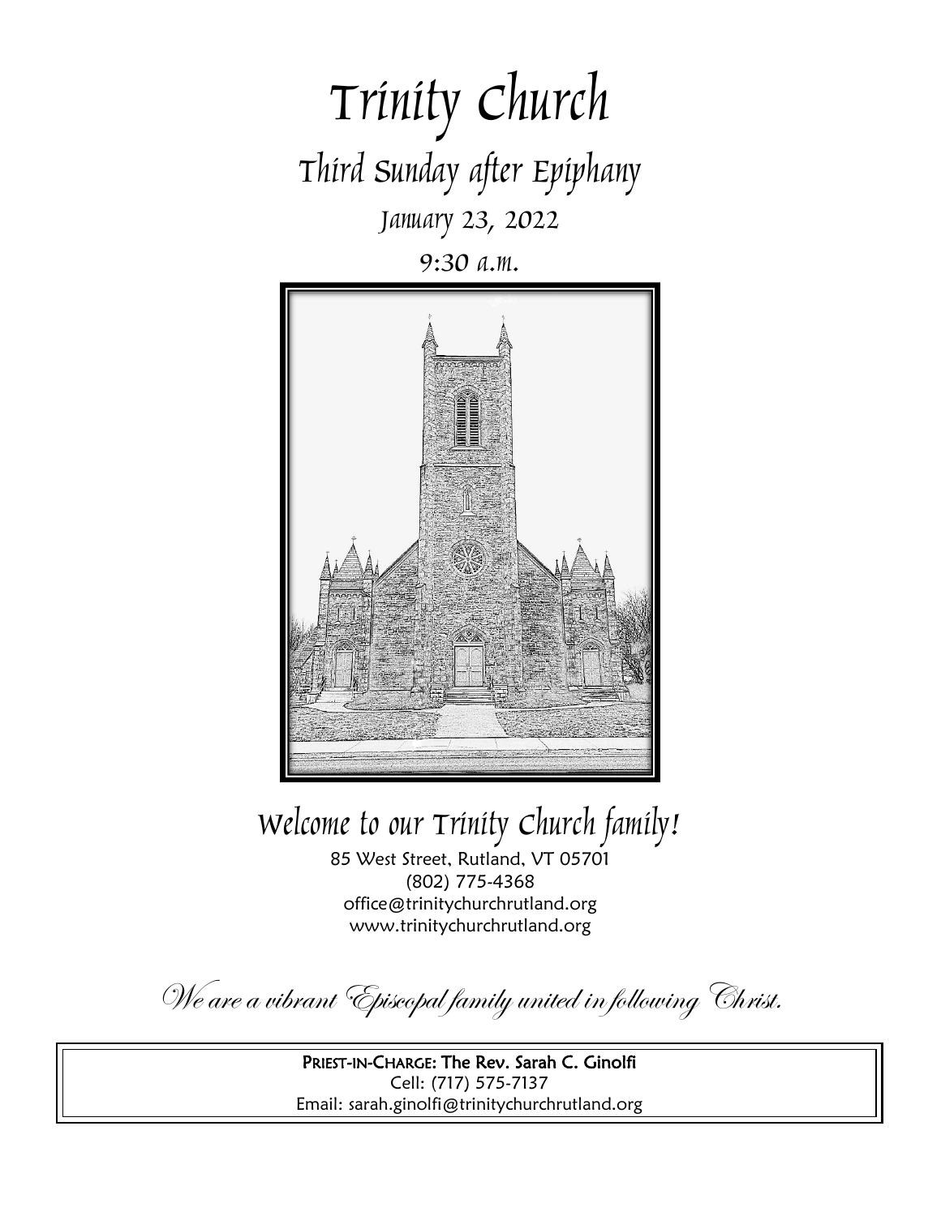# Trinity Church

## Third Sunday after Epiphany

January 23, 2022

9:30 a.m.

## Welcome to our Trinity Church family!

85 West Street, Rutland, VT 05701
(802) 775-4368
office@trinitychurchrutland.org
www.trinitychurchrutland.org

*We are a vibrant Episcopal family united in following Christ.*

**PRIEST-IN-CHARGE: The Rev. Sarah C. Ginolfi**
Cell: (717) 575-7137
Email: sarah.ginolfi@trinitychurchrutland.org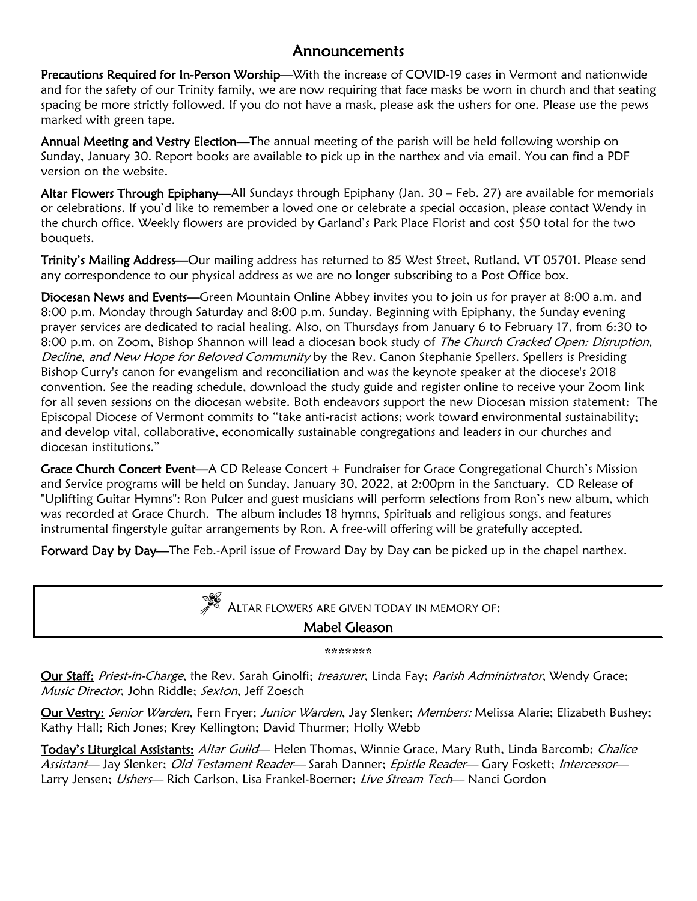# Announcements

**Precautions Required for In-Person Worship**—With the increase of COVID-19 cases in Vermont and nationwide and for the safety of our Trinity family, we are now requiring that face masks be worn in church and that seating spacing be more strictly followed. If you do not have a mask, please ask the ushers for one. Please use the pews marked with green tape.

**Annual Meeting and Vestry Election**—The annual meeting of the parish will be held following worship on Sunday, January 30. Report books are available to pick up in the narthex and via email. You can find a PDF version on the website.

**Altar Flowers Through Epiphany**—All Sundays through Epiphany (Jan. 30 – Feb. 27) are available for memorials or celebrations. If you'd like to remember a loved one or celebrate a special occasion, please contact Wendy in the church office. Weekly flowers are provided by Garland's Park Place Florist and cost $50 total for the two bouquets.

**Trinity's Mailing Address**—Our mailing address has returned to 85 West Street, Rutland, VT 05701. Please send any correspondence to our physical address as we are no longer subscribing to a Post Office box.

**Diocesan News and Events**—Green Mountain Online Abbey invites you to join us for prayer at 8:00 a.m. and 8:00 p.m. Monday through Saturday and 8:00 p.m. Sunday. Beginning with Epiphany, the Sunday evening prayer services are dedicated to racial healing. Also, on Thursdays from January 6 to February 17, from 6:30 to 8:00 p.m. on Zoom, Bishop Shannon will lead a diocesan book study of *The Church Cracked Open: Disruption, Decline, and New Hope for Beloved Community* by the Rev. Canon Stephanie Spellers. Spellers is Presiding Bishop Curry's canon for evangelism and reconciliation and was the keynote speaker at the diocese's 2018 convention. See the reading schedule, download the study guide and register online to receive your Zoom link for all seven sessions on the diocesan website. Both endeavors support the new Diocesan mission statement: The Episcopal Diocese of Vermont commits to "take anti-racist actions; work toward environmental sustainability; and develop vital, collaborative, economically sustainable congregations and leaders in our churches and diocesan institutions."

**Grace Church Concert Event**—A CD Release Concert + Fundraiser for Grace Congregational Church's Mission and Service programs will be held on Sunday, January 30, 2022, at 2:00pm in the Sanctuary. CD Release of "Uplifting Guitar Hymns": Ron Pulcer and guest musicians will perform selections from Ron's new album, which was recorded at Grace Church. The album includes 18 hymns, Spirituals and religious songs, and features instrumental fingerstyle guitar arrangements by Ron. A free-will offering will be gratefully accepted.

**Forward Day by Day**—The Feb.-April issue of Froward Day by Day can be picked up in the chapel narthex.

ALTAR FLOWERS ARE GIVEN TODAY IN MEMORY OF:

**Mabel Gleason**

\*\*\*\*\*\*\*

**Our Staff:** *Priest-in-Charge*, the Rev. Sarah Ginolfi; *treasurer*, Linda Fay; *Parish Administrator*, Wendy Grace; *Music Director*, John Riddle; *Sexton*, Jeff Zoesch

**Our Vestry:** *Senior Warden*, Fern Fryer; *Junior Warden*, Jay Slenker; *Members:* Melissa Alarie; Elizabeth Bushey; Kathy Hall; Rich Jones; Krey Kellington; David Thurmer; Holly Webb

**Today's Liturgical Assistants:** *Altar Guild*— Helen Thomas, Winnie Grace, Mary Ruth, Linda Barcomb; *Chalice Assistant*— Jay Slenker; *Old Testament Reader*— Sarah Danner; *Epistle Reader*— Gary Foskett; *Intercessor*— Larry Jensen; *Ushers*— Rich Carlson, Lisa Frankel-Boerner; *Live Stream Tech*— Nanci Gordon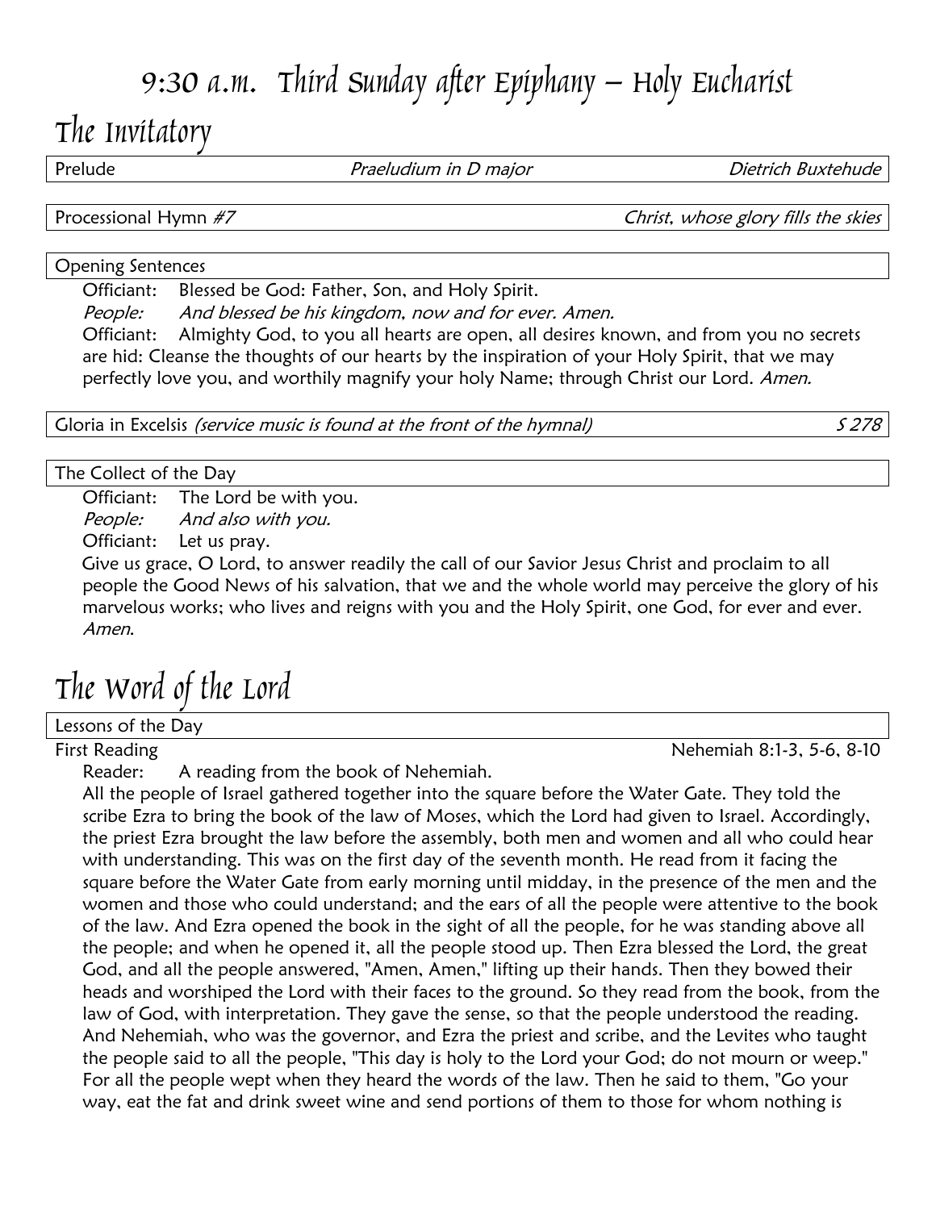# 9:30 a.m. Third Sunday after Epiphany – Holy Eucharist

## The Invitatory

| Prelude | *Praeludium in D major* | *Dietrich Buxtehude* |
|---|---|---|

| Processional Hymn *#7* | *Christ, whose glory fills the skies* |
|---|---|

**Opening Sentences**

Officiant: Blessed be God: Father, Son, and Holy Spirit.

*People: And blessed be his kingdom, now and for ever. Amen.*

Officiant: Almighty God, to you all hearts are open, all desires known, and from you no secrets are hid: Cleanse the thoughts of our hearts by the inspiration of your Holy Spirit, that we may perfectly love you, and worthily magnify your holy Name; through Christ our Lord. *Amen.*

| Gloria in Excelsis *(service music is found at the front of the hymnal)* | *S 278* |
|---|---|

**The Collect of the Day**

Officiant: The Lord be with you.

*People: And also with you.*

Officiant: Let us pray.

Give us grace, O Lord, to answer readily the call of our Savior Jesus Christ and proclaim to all people the Good News of his salvation, that we and the whole world may perceive the glory of his marvelous works; who lives and reigns with you and the Holy Spirit, one God, for ever and ever. *Amen.*

## The Word of the Lord

**Lessons of the Day**

First Reading — Nehemiah 8:1-3, 5-6, 8-10

Reader: A reading from the book of Nehemiah.

All the people of Israel gathered together into the square before the Water Gate. They told the scribe Ezra to bring the book of the law of Moses, which the Lord had given to Israel. Accordingly, the priest Ezra brought the law before the assembly, both men and women and all who could hear with understanding. This was on the first day of the seventh month. He read from it facing the square before the Water Gate from early morning until midday, in the presence of the men and the women and those who could understand; and the ears of all the people were attentive to the book of the law. And Ezra opened the book in the sight of all the people, for he was standing above all the people; and when he opened it, all the people stood up. Then Ezra blessed the Lord, the great God, and all the people answered, "Amen, Amen," lifting up their hands. Then they bowed their heads and worshiped the Lord with their faces to the ground. So they read from the book, from the law of God, with interpretation. They gave the sense, so that the people understood the reading. And Nehemiah, who was the governor, and Ezra the priest and scribe, and the Levites who taught the people said to all the people, "This day is holy to the Lord your God; do not mourn or weep." For all the people wept when they heard the words of the law. Then he said to them, "Go your way, eat the fat and drink sweet wine and send portions of them to those for whom nothing is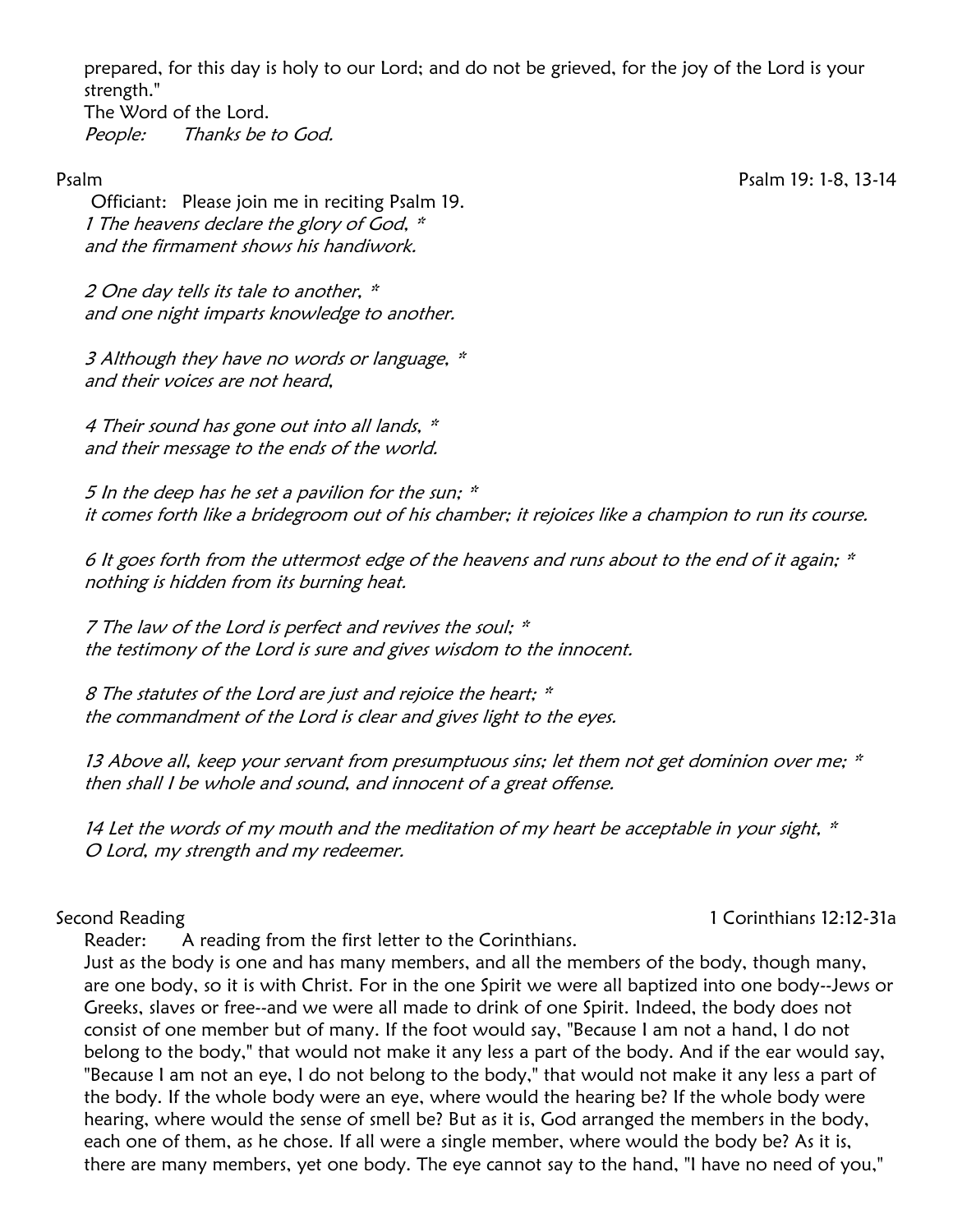prepared, for this day is holy to our Lord; and do not be grieved, for the joy of the Lord is your strength."
The Word of the Lord.
*People:* *Thanks be to God.*

Psalm — Psalm 19: 1-8, 13-14

Officiant: Please join me in reciting Psalm 19.
*1 The heavens declare the glory of God, **
*and the firmament shows his handiwork.*

*2 One day tells its tale to another, **
*and one night imparts knowledge to another.*

*3 Although they have no words or language, **
*and their voices are not heard,*

*4 Their sound has gone out into all lands, **
*and their message to the ends of the world.*

*5 In the deep has he set a pavilion for the sun; **
*it comes forth like a bridegroom out of his chamber; it rejoices like a champion to run its course.*

*6 It goes forth from the uttermost edge of the heavens and runs about to the end of it again; **
*nothing is hidden from its burning heat.*

*7 The law of the Lord is perfect and revives the soul; **
*the testimony of the Lord is sure and gives wisdom to the innocent.*

*8 The statutes of the Lord are just and rejoice the heart; **
*the commandment of the Lord is clear and gives light to the eyes.*

*13 Above all, keep your servant from presumptuous sins; let them not get dominion over me; **
*then shall I be whole and sound, and innocent of a great offense.*

*14 Let the words of my mouth and the meditation of my heart be acceptable in your sight, **
*O Lord, my strength and my redeemer.*

Second Reading — 1 Corinthians 12:12-31a

Reader: A reading from the first letter to the Corinthians.
Just as the body is one and has many members, and all the members of the body, though many, are one body, so it is with Christ. For in the one Spirit we were all baptized into one body--Jews or Greeks, slaves or free--and we were all made to drink of one Spirit. Indeed, the body does not consist of one member but of many. If the foot would say, "Because I am not a hand, I do not belong to the body," that would not make it any less a part of the body. And if the ear would say, "Because I am not an eye, I do not belong to the body," that would not make it any less a part of the body. If the whole body were an eye, where would the hearing be? If the whole body were hearing, where would the sense of smell be? But as it is, God arranged the members in the body, each one of them, as he chose. If all were a single member, where would the body be? As it is, there are many members, yet one body. The eye cannot say to the hand, "I have no need of you,"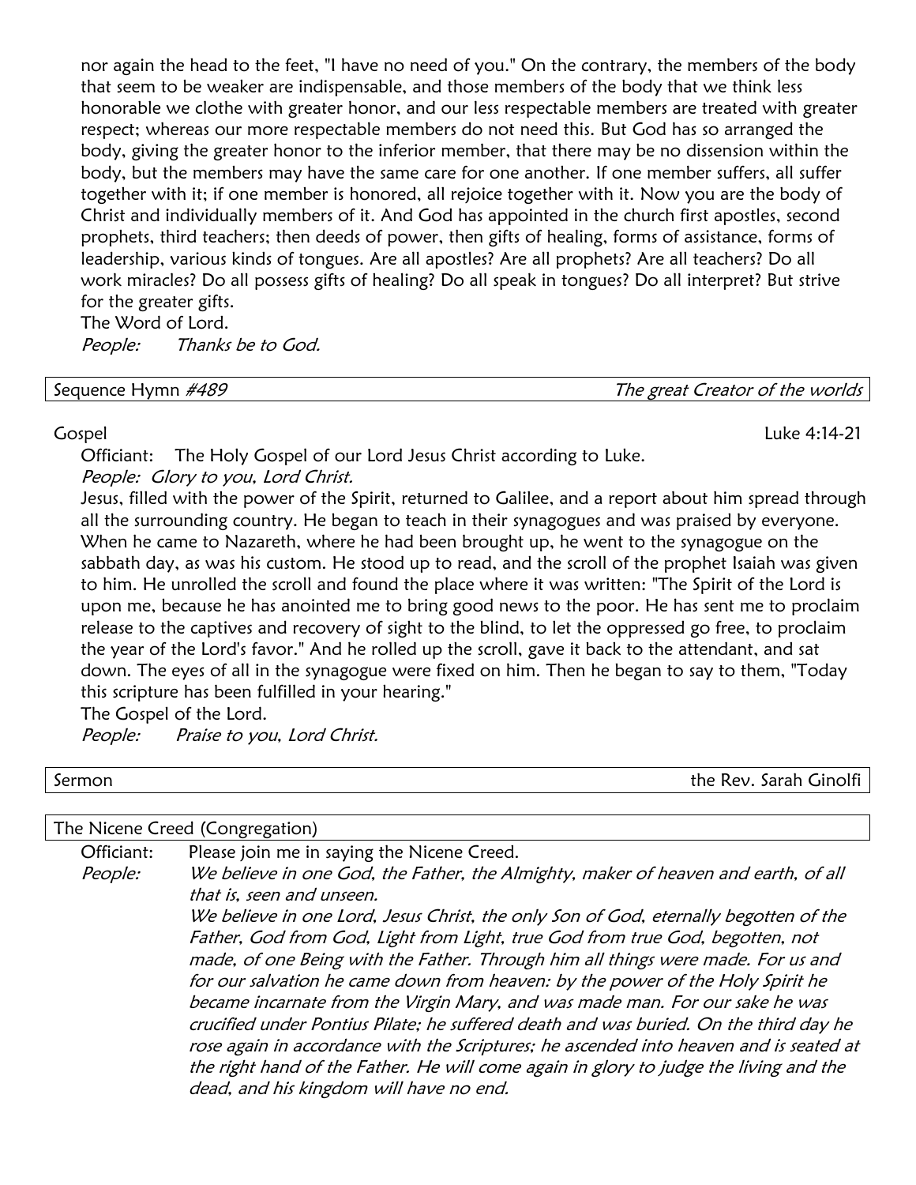nor again the head to the feet, "I have no need of you." On the contrary, the members of the body that seem to be weaker are indispensable, and those members of the body that we think less honorable we clothe with greater honor, and our less respectable members are treated with greater respect; whereas our more respectable members do not need this. But God has so arranged the body, giving the greater honor to the inferior member, that there may be no dissension within the body, but the members may have the same care for one another. If one member suffers, all suffer together with it; if one member is honored, all rejoice together with it. Now you are the body of Christ and individually members of it. And God has appointed in the church first apostles, second prophets, third teachers; then deeds of power, then gifts of healing, forms of assistance, forms of leadership, various kinds of tongues. Are all apostles? Are all prophets? Are all teachers? Do all work miracles? Do all possess gifts of healing? Do all speak in tongues? Do all interpret? But strive for the greater gifts.

The Word of Lord.

*People:* *Thanks be to God.*

Sequence Hymn *#489* — *The great Creator of the worlds*

Gospel — Luke 4:14-21

Officiant: The Holy Gospel of our Lord Jesus Christ according to Luke.

*People: Glory to you, Lord Christ.*

Jesus, filled with the power of the Spirit, returned to Galilee, and a report about him spread through all the surrounding country. He began to teach in their synagogues and was praised by everyone. When he came to Nazareth, where he had been brought up, he went to the synagogue on the sabbath day, as was his custom. He stood up to read, and the scroll of the prophet Isaiah was given to him. He unrolled the scroll and found the place where it was written: "The Spirit of the Lord is upon me, because he has anointed me to bring good news to the poor. He has sent me to proclaim release to the captives and recovery of sight to the blind, to let the oppressed go free, to proclaim the year of the Lord's favor." And he rolled up the scroll, gave it back to the attendant, and sat down. The eyes of all in the synagogue were fixed on him. Then he began to say to them, "Today this scripture has been fulfilled in your hearing."

The Gospel of the Lord.

*People:* *Praise to you, Lord Christ.*

Sermon — the Rev. Sarah Ginolfi

The Nicene Creed (Congregation)

Officiant: Please join me in saying the Nicene Creed.

*People:* *We believe in one God, the Father, the Almighty, maker of heaven and earth, of all that is, seen and unseen.*

*We believe in one Lord, Jesus Christ, the only Son of God, eternally begotten of the Father, God from God, Light from Light, true God from true God, begotten, not made, of one Being with the Father. Through him all things were made. For us and for our salvation he came down from heaven: by the power of the Holy Spirit he became incarnate from the Virgin Mary, and was made man. For our sake he was crucified under Pontius Pilate; he suffered death and was buried. On the third day he rose again in accordance with the Scriptures; he ascended into heaven and is seated at the right hand of the Father. He will come again in glory to judge the living and the dead, and his kingdom will have no end.*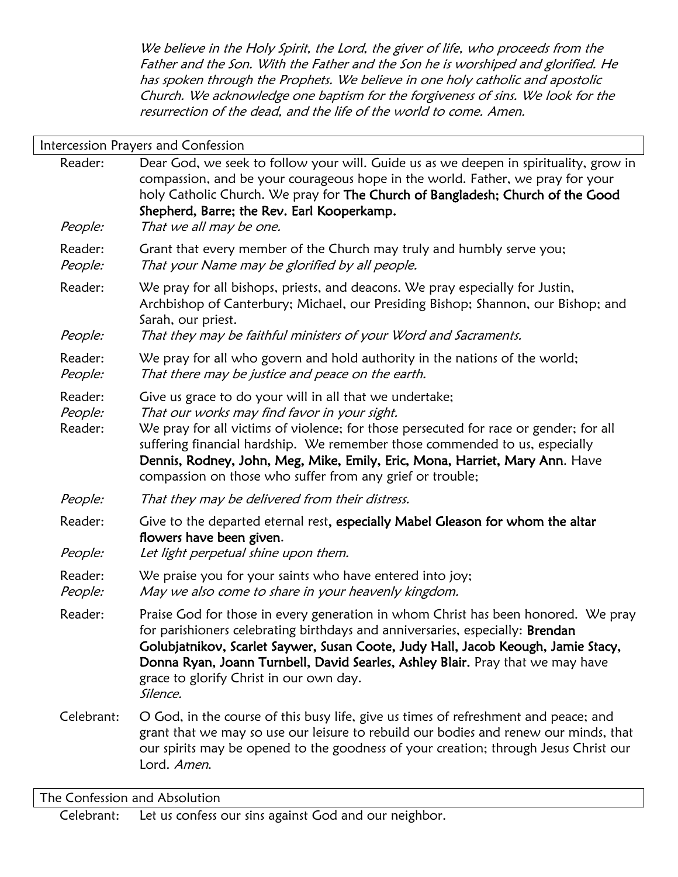*We believe in the Holy Spirit, the Lord, the giver of life, who proceeds from the Father and the Son. With the Father and the Son he is worshiped and glorified. He has spoken through the Prophets. We believe in one holy catholic and apostolic Church. We acknowledge one baptism for the forgiveness of sins. We look for the resurrection of the dead, and the life of the world to come. Amen.*

## Intercession Prayers and Confession

Reader: Dear God, we seek to follow your will. Guide us as we deepen in spirituality, grow in compassion, and be your courageous hope in the world. Father, we pray for your holy Catholic Church. We pray for **The Church of Bangladesh; Church of the Good Shepherd, Barre; the Rev. Earl Kooperkamp.**

*People: That we all may be one.*

Reader: Grant that every member of the Church may truly and humbly serve you;

*People: That your Name may be glorified by all people.*

Reader: We pray for all bishops, priests, and deacons. We pray especially for Justin, Archbishop of Canterbury; Michael, our Presiding Bishop; Shannon, our Bishop; and Sarah, our priest.

*People: That they may be faithful ministers of your Word and Sacraments.*

Reader: We pray for all who govern and hold authority in the nations of the world;

*People: That there may be justice and peace on the earth.*

Reader: Give us grace to do your will in all that we undertake;

*People: That our works may find favor in your sight.*

Reader: We pray for all victims of violence; for those persecuted for race or gender; for all suffering financial hardship. We remember those commended to us, especially **Dennis, Rodney, John, Meg, Mike, Emily, Eric, Mona, Harriet, Mary Ann**. Have compassion on those who suffer from any grief or trouble;

*People: That they may be delivered from their distress.*

Reader: Give to the departed eternal rest**, especially Mabel Gleason for whom the altar flowers have been given**.

*People: Let light perpetual shine upon them.*

Reader: We praise you for your saints who have entered into joy;

*People: May we also come to share in your heavenly kingdom.*

Reader: Praise God for those in every generation in whom Christ has been honored. We pray for parishioners celebrating birthdays and anniversaries, especially: **Brendan Golubjatnikov, Scarlet Saywer, Susan Coote, Judy Hall, Jacob Keough, Jamie Stacy, Donna Ryan, Joann Turnbell, David Searles, Ashley Blair.** Pray that we may have grace to glorify Christ in our own day.
*Silence.*

Celebrant: O God, in the course of this busy life, give us times of refreshment and peace; and grant that we may so use our leisure to rebuild our bodies and renew our minds, that our spirits may be opened to the goodness of your creation; through Jesus Christ our Lord. *Amen.*

## The Confession and Absolution

Celebrant: Let us confess our sins against God and our neighbor.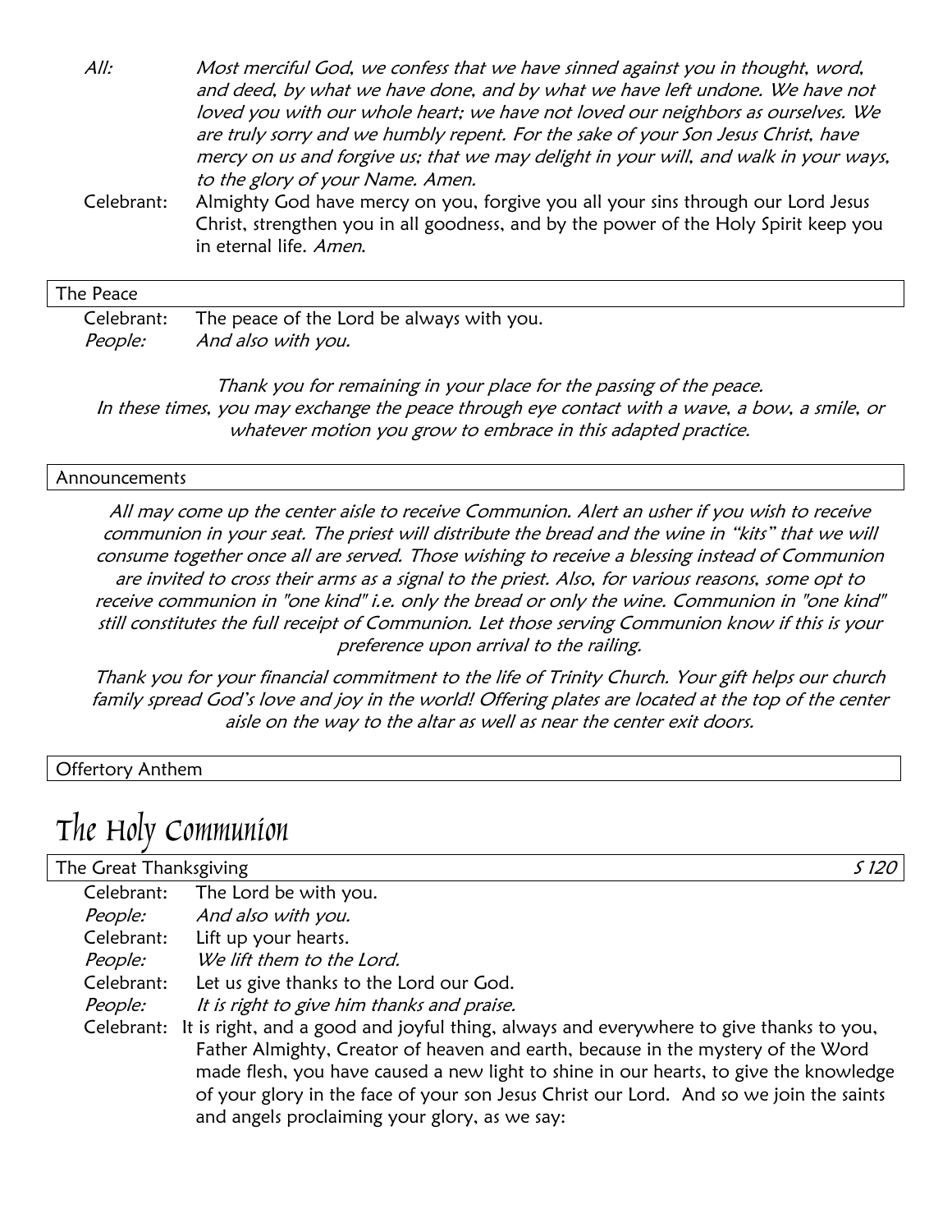*All:* *Most merciful God, we confess that we have sinned against you in thought, word, and deed, by what we have done, and by what we have left undone. We have not loved you with our whole heart; we have not loved our neighbors as ourselves. We are truly sorry and we humbly repent. For the sake of your Son Jesus Christ, have mercy on us and forgive us; that we may delight in your will, and walk in your ways, to the glory of your Name. Amen.*

Celebrant: Almighty God have mercy on you, forgive you all your sins through our Lord Jesus Christ, strengthen you in all goodness, and by the power of the Holy Spirit keep you in eternal life. *Amen.*

### The Peace

Celebrant: The peace of the Lord be always with you.
*People:* *And also with you.*

*Thank you for remaining in your place for the passing of the peace. In these times, you may exchange the peace through eye contact with a wave, a bow, a smile, or whatever motion you grow to embrace in this adapted practice.*

### Announcements

*All may come up the center aisle to receive Communion. Alert an usher if you wish to receive communion in your seat. The priest will distribute the bread and the wine in "kits" that we will consume together once all are served. Those wishing to receive a blessing instead of Communion are invited to cross their arms as a signal to the priest. Also, for various reasons, some opt to receive communion in "one kind" i.e. only the bread or only the wine. Communion in "one kind" still constitutes the full receipt of Communion. Let those serving Communion know if this is your preference upon arrival to the railing.*

*Thank you for your financial commitment to the life of Trinity Church. Your gift helps our church family spread God's love and joy in the world! Offering plates are located at the top of the center aisle on the way to the altar as well as near the center exit doors.*

### Offertory Anthem

# The Holy Communion

### The Great Thanksgiving *S 120*

Celebrant: The Lord be with you.
*People:* *And also with you.*
Celebrant: Lift up your hearts.
*People:* *We lift them to the Lord.*
Celebrant: Let us give thanks to the Lord our God.
*People:* *It is right to give him thanks and praise.*
Celebrant: It is right, and a good and joyful thing, always and everywhere to give thanks to you, Father Almighty, Creator of heaven and earth, because in the mystery of the Word made flesh, you have caused a new light to shine in our hearts, to give the knowledge of your glory in the face of your son Jesus Christ our Lord. And so we join the saints and angels proclaiming your glory, as we say: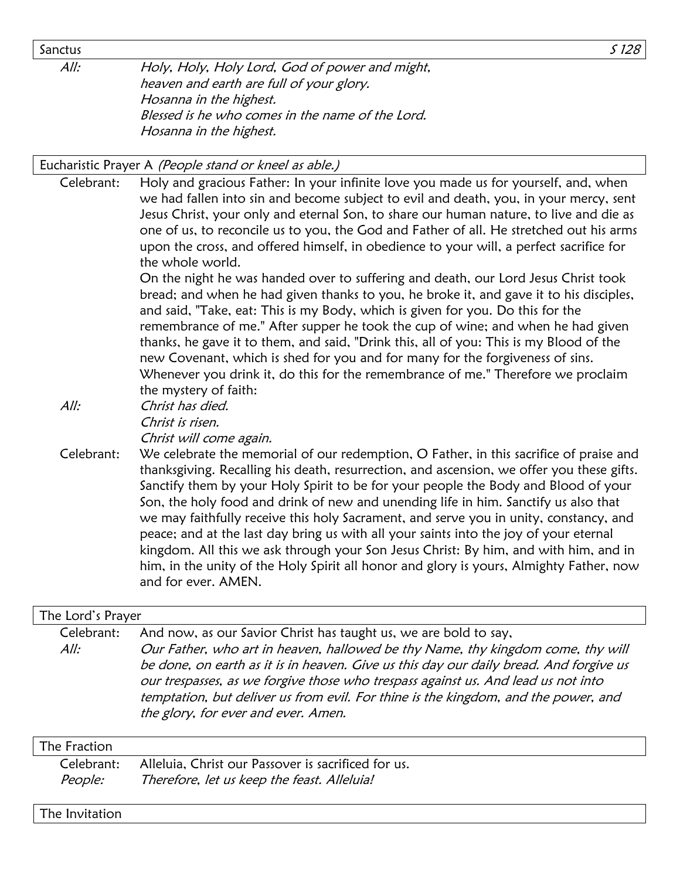## Sanctus *S 128*

*All:* *Holy, Holy, Holy Lord, God of power and might,*
*heaven and earth are full of your glory.*
*Hosanna in the highest.*
*Blessed is he who comes in the name of the Lord.*
*Hosanna in the highest.*

## Eucharistic Prayer A *(People stand or kneel as able.)*

Celebrant: Holy and gracious Father: In your infinite love you made us for yourself, and, when we had fallen into sin and become subject to evil and death, you, in your mercy, sent Jesus Christ, your only and eternal Son, to share our human nature, to live and die as one of us, to reconcile us to you, the God and Father of all. He stretched out his arms upon the cross, and offered himself, in obedience to your will, a perfect sacrifice for the whole world.

On the night he was handed over to suffering and death, our Lord Jesus Christ took bread; and when he had given thanks to you, he broke it, and gave it to his disciples, and said, "Take, eat: This is my Body, which is given for you. Do this for the remembrance of me." After supper he took the cup of wine; and when he had given thanks, he gave it to them, and said, "Drink this, all of you: This is my Blood of the new Covenant, which is shed for you and for many for the forgiveness of sins. Whenever you drink it, do this for the remembrance of me." Therefore we proclaim the mystery of faith:

*All:* *Christ has died.*
*Christ is risen.*
*Christ will come again.*

Celebrant: We celebrate the memorial of our redemption, O Father, in this sacrifice of praise and thanksgiving. Recalling his death, resurrection, and ascension, we offer you these gifts. Sanctify them by your Holy Spirit to be for your people the Body and Blood of your Son, the holy food and drink of new and unending life in him. Sanctify us also that we may faithfully receive this holy Sacrament, and serve you in unity, constancy, and peace; and at the last day bring us with all your saints into the joy of your eternal kingdom. All this we ask through your Son Jesus Christ: By him, and with him, and in him, in the unity of the Holy Spirit all honor and glory is yours, Almighty Father, now and for ever. AMEN.

## The Lord's Prayer

Celebrant: And now, as our Savior Christ has taught us, we are bold to say,

*All:* *Our Father, who art in heaven, hallowed be thy Name, thy kingdom come, thy will be done, on earth as it is in heaven. Give us this day our daily bread. And forgive us our trespasses, as we forgive those who trespass against us. And lead us not into temptation, but deliver us from evil. For thine is the kingdom, and the power, and the glory, for ever and ever. Amen.*

## The Fraction

Celebrant: Alleluia, Christ our Passover is sacrificed for us.

*People:* *Therefore, let us keep the feast. Alleluia!*

## The Invitation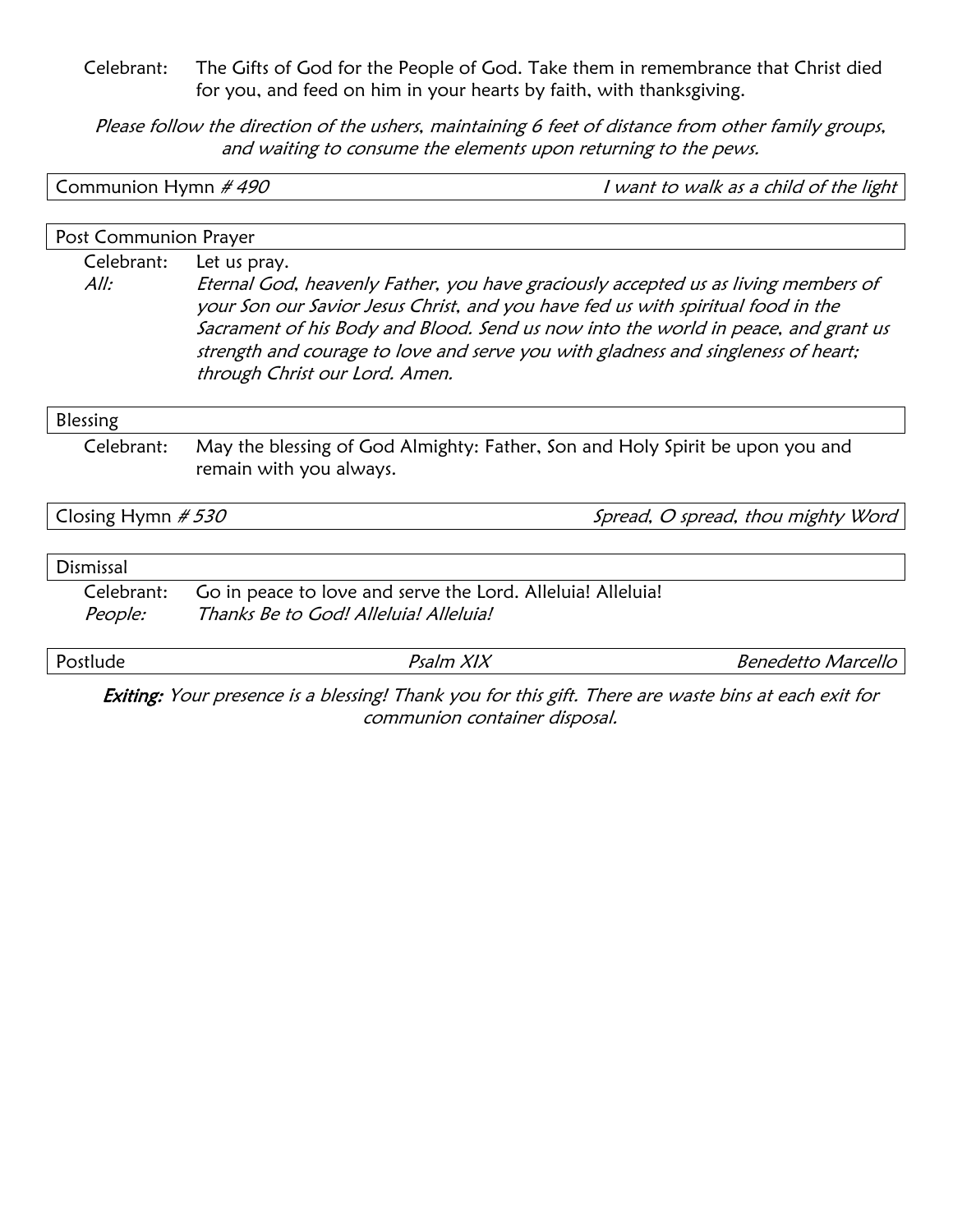Celebrant: The Gifts of God for the People of God. Take them in remembrance that Christ died for you, and feed on him in your hearts by faith, with thanksgiving.

*Please follow the direction of the ushers, maintaining 6 feet of distance from other family groups, and waiting to consume the elements upon returning to the pews.*

Communion Hymn *# 490* — *I want to walk as a child of the light*

Post Communion Prayer

Celebrant: Let us pray.

*All:* *Eternal God, heavenly Father, you have graciously accepted us as living members of your Son our Savior Jesus Christ, and you have fed us with spiritual food in the Sacrament of his Body and Blood. Send us now into the world in peace, and grant us strength and courage to love and serve you with gladness and singleness of heart; through Christ our Lord. Amen.*

Blessing

Celebrant: May the blessing of God Almighty: Father, Son and Holy Spirit be upon you and remain with you always.

Closing Hymn *# 530* — *Spread, O spread, thou mighty Word*

Dismissal

Celebrant: Go in peace to love and serve the Lord. Alleluia! Alleluia!

*People:* *Thanks Be to God! Alleluia! Alleluia!*

Postlude — *Psalm XIX* — *Benedetto Marcello*

***Exiting:*** *Your presence is a blessing! Thank you for this gift. There are waste bins at each exit for communion container disposal.*